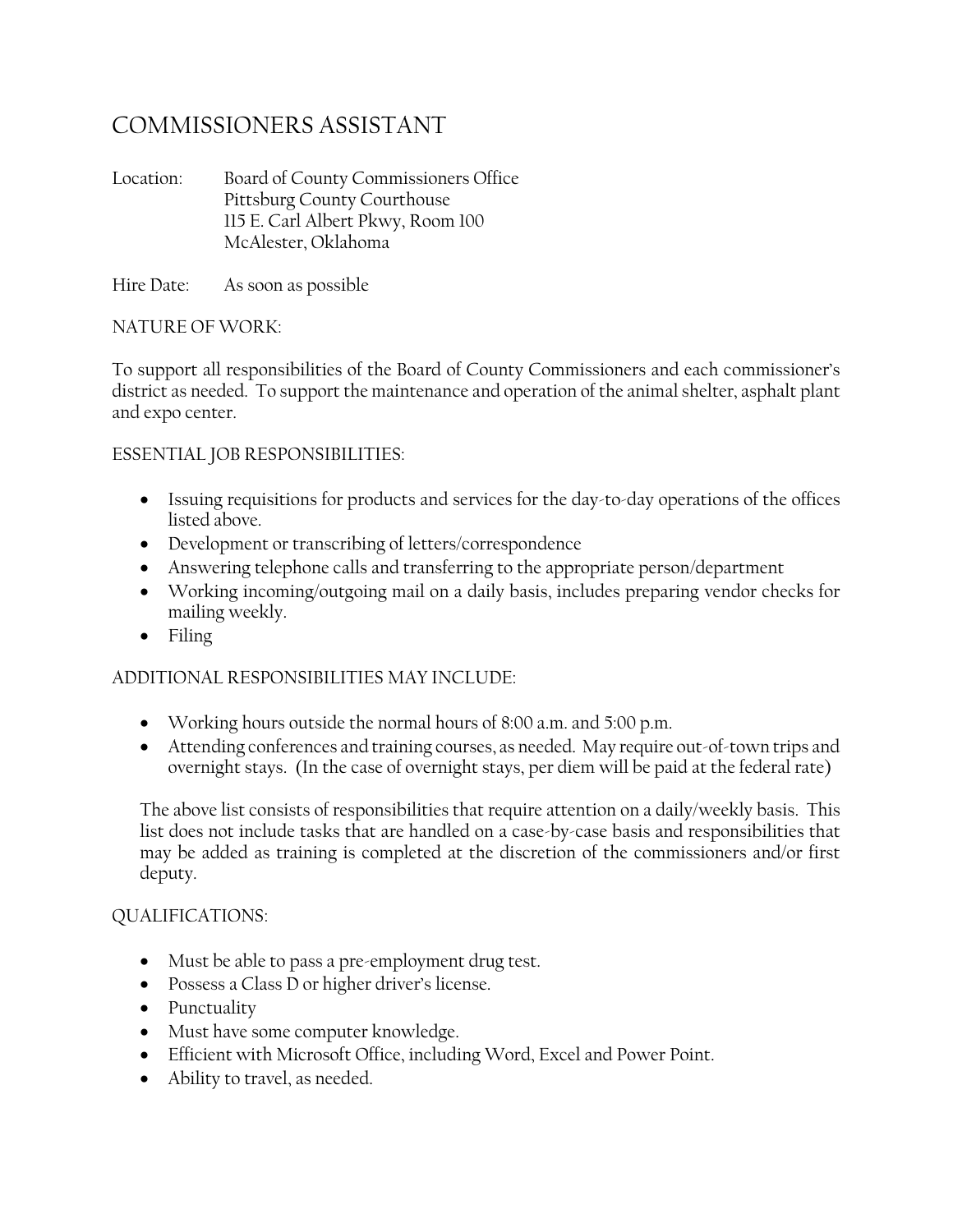# COMMISSIONERS ASSISTANT

Location: Board of County Commissioners Office
Pittsburg County Courthouse
115 E. Carl Albert Pkwy, Room 100
McAlester, Oklahoma

Hire Date: As soon as possible

NATURE OF WORK:

To support all responsibilities of the Board of County Commissioners and each commissioner's district as needed. To support the maintenance and operation of the animal shelter, asphalt plant and expo center.

ESSENTIAL JOB RESPONSIBILITIES:

- Issuing requisitions for products and services for the day-to-day operations of the offices listed above.
- Development or transcribing of letters/correspondence
- Answering telephone calls and transferring to the appropriate person/department
- Working incoming/outgoing mail on a daily basis, includes preparing vendor checks for mailing weekly.
- Filing

ADDITIONAL RESPONSIBILITIES MAY INCLUDE:

- Working hours outside the normal hours of 8:00 a.m. and 5:00 p.m.
- Attending conferences and training courses, as needed. May require out-of-town trips and overnight stays. (In the case of overnight stays, per diem will be paid at the federal rate)

The above list consists of responsibilities that require attention on a daily/weekly basis. This list does not include tasks that are handled on a case-by-case basis and responsibilities that may be added as training is completed at the discretion of the commissioners and/or first deputy.

QUALIFICATIONS:

- Must be able to pass a pre-employment drug test.
- Possess a Class D or higher driver's license.
- Punctuality
- Must have some computer knowledge.
- Efficient with Microsoft Office, including Word, Excel and Power Point.
- Ability to travel, as needed.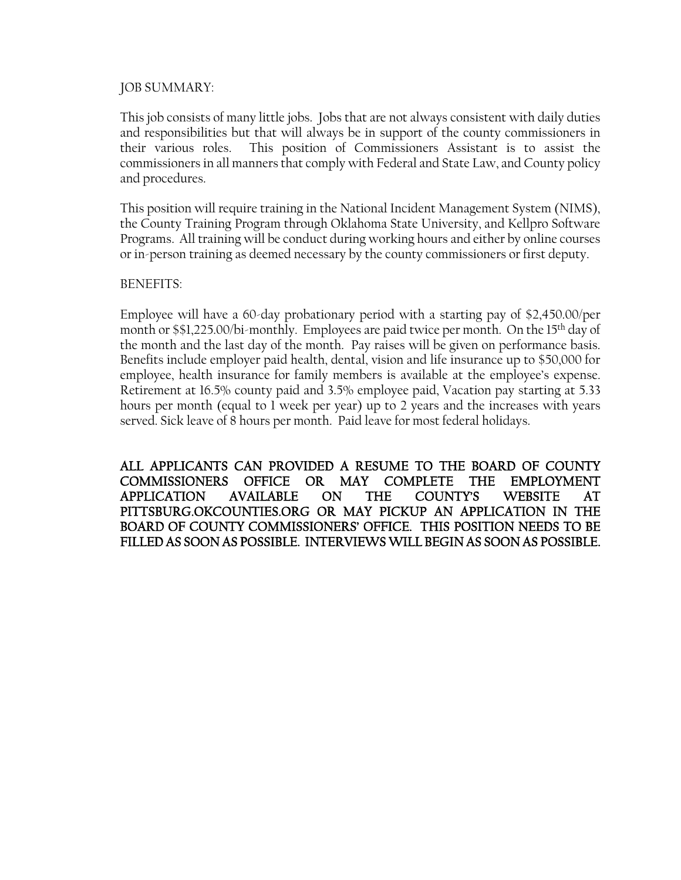JOB SUMMARY:

This job consists of many little jobs. Jobs that are not always consistent with daily duties and responsibilities but that will always be in support of the county commissioners in their various roles. This position of Commissioners Assistant is to assist the commissioners in all manners that comply with Federal and State Law, and County policy and procedures.

This position will require training in the National Incident Management System (NIMS), the County Training Program through Oklahoma State University, and Kellpro Software Programs. All training will be conduct during working hours and either by online courses or in-person training as deemed necessary by the county commissioners or first deputy.

BENEFITS:

Employee will have a 60-day probationary period with a starting pay of $2,450.00/per month or $$1,225.00/bi-monthly. Employees are paid twice per month. On the 15th day of the month and the last day of the month. Pay raises will be given on performance basis. Benefits include employer paid health, dental, vision and life insurance up to $50,000 for employee, health insurance for family members is available at the employee's expense. Retirement at 16.5% county paid and 3.5% employee paid, Vacation pay starting at 5.33 hours per month (equal to 1 week per year) up to 2 years and the increases with years served. Sick leave of 8 hours per month. Paid leave for most federal holidays.

**ALL APPLICANTS CAN PROVIDED A RESUME TO THE BOARD OF COUNTY COMMISSIONERS OFFICE OR MAY COMPLETE THE EMPLOYMENT APPLICATION AVAILABLE ON THE COUNTY'S WEBSITE AT PITTSBURG.OKCOUNTIES.ORG OR MAY PICKUP AN APPLICATION IN THE BOARD OF COUNTY COMMISSIONERS' OFFICE. THIS POSITION NEEDS TO BE FILLED AS SOON AS POSSIBLE. INTERVIEWS WILL BEGIN AS SOON AS POSSIBLE.**